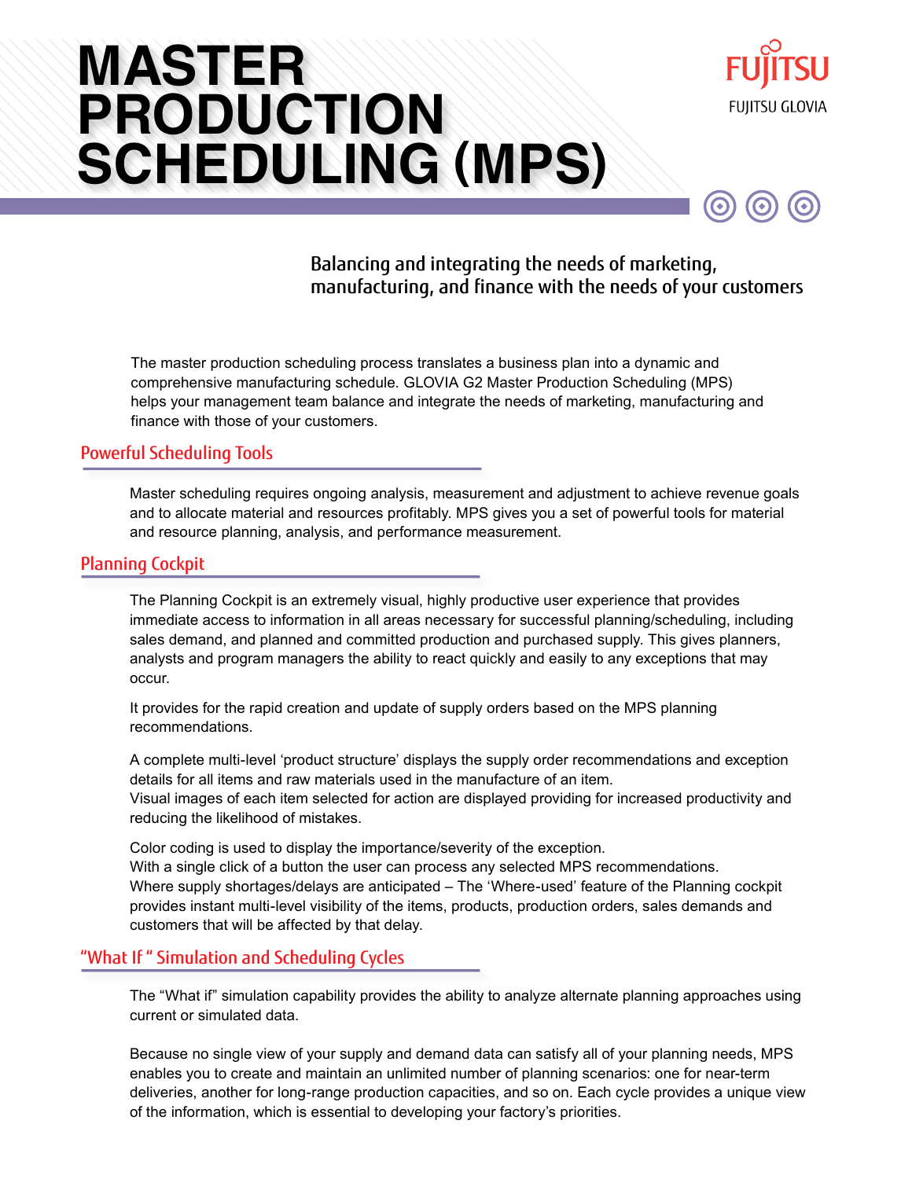# MASTER PRODUCTION SCHEDULING (MPS)

FUJITSU

FUJITSU GLOVIA

**Balancing and integrating the needs of marketing, manufacturing, and finance with the needs of your customers**

The master production scheduling process translates a business plan into a dynamic and comprehensive manufacturing schedule. GLOVIA G2 Master Production Scheduling (MPS) helps your management team balance and integrate the needs of marketing, manufacturing and finance with those of your customers.

## Powerful Scheduling Tools

Master scheduling requires ongoing analysis, measurement and adjustment to achieve revenue goals and to allocate material and resources profitably. MPS gives you a set of powerful tools for material and resource planning, analysis, and performance measurement.

## Planning Cockpit

The Planning Cockpit is an extremely visual, highly productive user experience that provides immediate access to information in all areas necessary for successful planning/scheduling, including sales demand, and planned and committed production and purchased supply. This gives planners, analysts and program managers the ability to react quickly and easily to any exceptions that may occur.

It provides for the rapid creation and update of supply orders based on the MPS planning recommendations.

A complete multi-level 'product structure' displays the supply order recommendations and exception details for all items and raw materials used in the manufacture of an item.
Visual images of each item selected for action are displayed providing for increased productivity and reducing the likelihood of mistakes.

Color coding is used to display the importance/severity of the exception.
With a single click of a button the user can process any selected MPS recommendations.
Where supply shortages/delays are anticipated – The 'Where-used' feature of the Planning cockpit provides instant multi-level visibility of the items, products, production orders, sales demands and customers that will be affected by that delay.

## "What If " Simulation and Scheduling Cycles

The "What if" simulation capability provides the ability to analyze alternate planning approaches using current or simulated data.

Because no single view of your supply and demand data can satisfy all of your planning needs, MPS enables you to create and maintain an unlimited number of planning scenarios: one for near-term deliveries, another for long-range production capacities, and so on. Each cycle provides a unique view of the information, which is essential to developing your factory's priorities.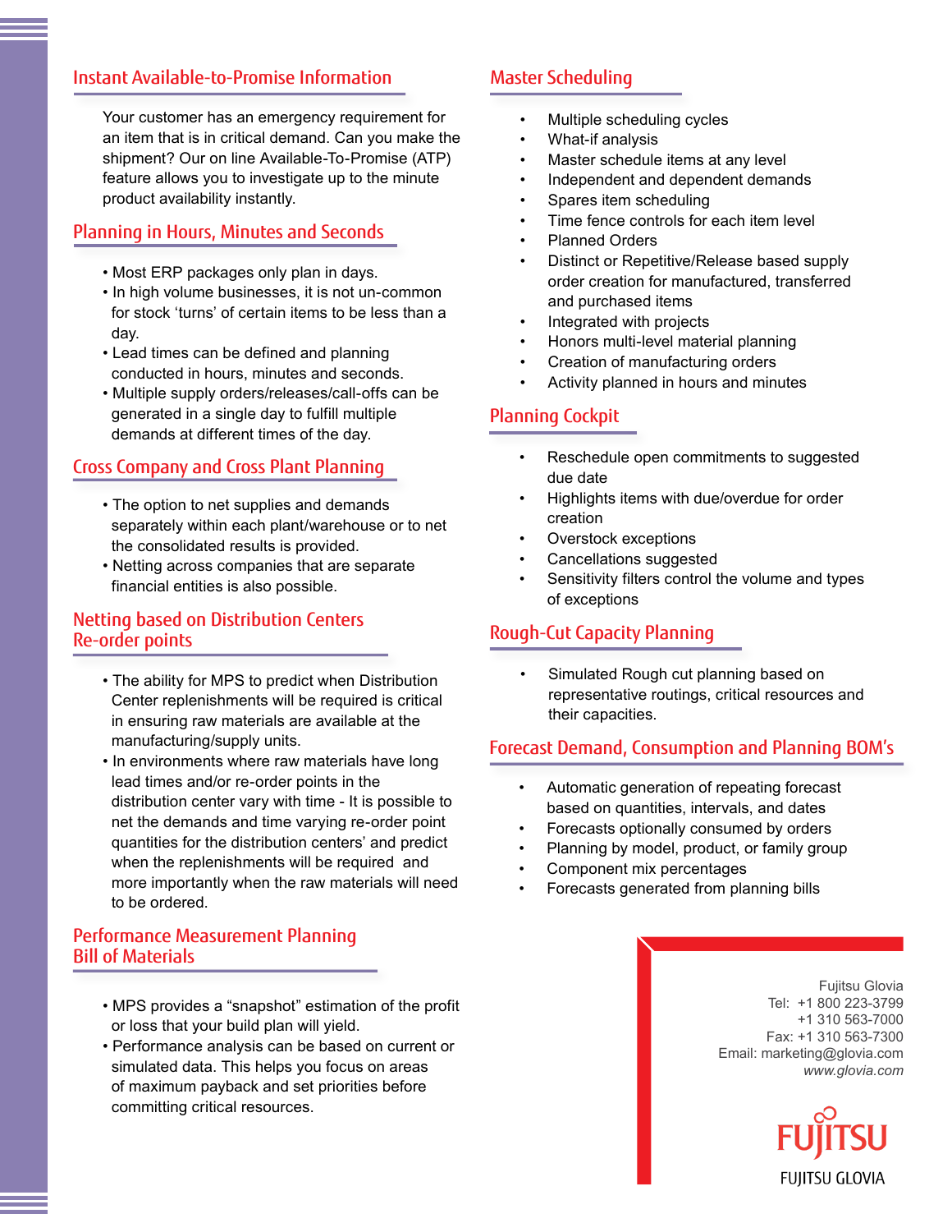## Instant Available-to-Promise Information

Your customer has an emergency requirement for an item that is in critical demand. Can you make the shipment? Our on line Available-To-Promise (ATP) feature allows you to investigate up to the minute product availability instantly.

## Planning in Hours, Minutes and Seconds

- Most ERP packages only plan in days.
- In high volume businesses, it is not un-common for stock 'turns' of certain items to be less than a day.
- Lead times can be defined and planning conducted in hours, minutes and seconds.
- Multiple supply orders/releases/call-offs can be generated in a single day to fulfill multiple demands at different times of the day.

## Cross Company and Cross Plant Planning

- The option to net supplies and demands separately within each plant/warehouse or to net the consolidated results is provided.
- Netting across companies that are separate financial entities is also possible.

## Netting based on Distribution Centers Re-order points

- The ability for MPS to predict when Distribution Center replenishments will be required is critical in ensuring raw materials are available at the manufacturing/supply units.
- In environments where raw materials have long lead times and/or re-order points in the distribution center vary with time - It is possible to net the demands and time varying re-order point quantities for the distribution centers' and predict when the replenishments will be required and more importantly when the raw materials will need to be ordered.

## Performance Measurement Planning Bill of Materials

- MPS provides a "snapshot" estimation of the profit or loss that your build plan will yield.
- Performance analysis can be based on current or simulated data. This helps you focus on areas of maximum payback and set priorities before committing critical resources.

## Master Scheduling

- Multiple scheduling cycles
- What-if analysis
- Master schedule items at any level
- Independent and dependent demands
- Spares item scheduling
- Time fence controls for each item level
- Planned Orders
- Distinct or Repetitive/Release based supply order creation for manufactured, transferred and purchased items
- Integrated with projects
- Honors multi-level material planning
- Creation of manufacturing orders
- Activity planned in hours and minutes

## Planning Cockpit

- Reschedule open commitments to suggested due date
- Highlights items with due/overdue for order creation
- Overstock exceptions
- Cancellations suggested
- Sensitivity filters control the volume and types of exceptions

## Rough-Cut Capacity Planning

- Simulated Rough cut planning based on representative routings, critical resources and their capacities.

## Forecast Demand, Consumption and Planning BOM's

- Automatic generation of repeating forecast based on quantities, intervals, and dates
- Forecasts optionally consumed by orders
- Planning by model, product, or family group
- Component mix percentages
- Forecasts generated from planning bills

Fujitsu Glovia
Tel: +1 800 223-3799
+1 310 563-7000
Fax: +1 310 563-7300
Email: marketing@glovia.com
*www.glovia.com*

FUJITSU

FUJITSU GLOVIA